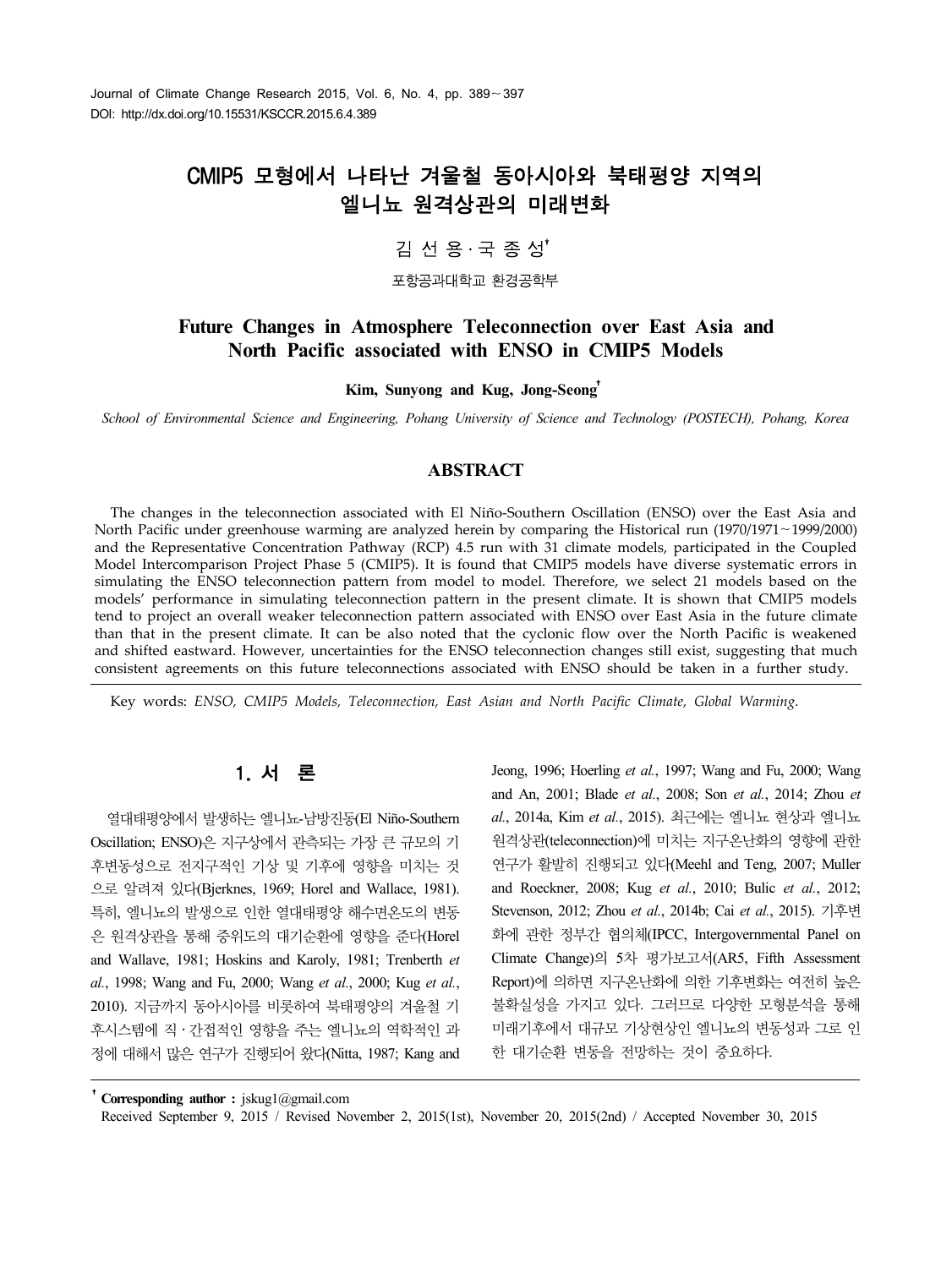# CMIP5 모형에서 나타난 겨울철 동아시아와 북태평양 지역의 엘니뇨 원격상관의 미래변화

김 선 용 · 국 종 성†

포항공과대학교 환경공학부

# Future Changes in Atmosphere Teleconnection over East Asia and North Pacific associated with ENSO in CMIP5 Models

**Kim, Sunyong and Kug, Jong-Seong†**

*School of Environmental Science and Engineering, Pohang University of Science and Technology (POSTECH), Pohang, Korea*

## ABSTRACT

The changes in the teleconnection associated with El Niño-Southern Oscillation (ENSO) over the East Asia and North Pacific under greenhouse warming are analyzed herein by comparing the Historical run (1970/1971∼1999/2000) and the Representative Concentration Pathway (RCP) 4.5 run with 31 climate models, participated in the Coupled Model Intercomparison Project Phase 5 (CMIP5). It is found that CMIP5 models have diverse systematic errors in simulating the ENSO teleconnection pattern from model to model. Therefore, we select 21 models based on the models' performance in simulating teleconnection pattern in the present climate. It is shown that CMIP5 models tend to project an overall weaker teleconnection pattern associated with ENSO over East Asia in the future climate than that in the present climate. It can be also noted that the cyclonic flow over the North Pacific is weakened and shifted eastward. However, uncertainties for the ENSO teleconnection changes still exist, suggesting that much consistent agreements on this future teleconnections associated with ENSO should be taken in a further study.

Key words: *ENSO, CMIP5 Models, Teleconnection, East Asian and North Pacific Climate, Global Warming.*

## 1. 서 론

열대태평양에서 발생하는 엘니뇨-남방진동(El Niño-Southern Oscillation; ENSO)은 지구상에서 관측되는 가장 큰 규모의 기후변동성으로 전지구적인 기상 및 기후에 영향을 미치는 것으로 알려져 있다(Bjerknes, 1969; Horel and Wallace, 1981). 특히, 엘니뇨의 발생으로 인한 열대태평양 해수면온도의 변동은 원격상관을 통해 중위도의 대기순환에 영향을 준다(Horel and Wallave, 1981; Hoskins and Karoly, 1981; Trenberth *et al.*, 1998; Wang and Fu, 2000; Wang *et al.*, 2000; Kug *et al.*, 2010). 지금까지 동아시아를 비롯하여 북태평양의 겨울철 기후시스템에 직 · 간접적인 영향을 주는 엘니뇨의 역학적인 과정에 대해서 많은 연구가 진행되어 왔다(Nitta, 1987; Kang and Jeong, 1996; Hoerling *et al.*, 1997; Wang and Fu, 2000; Wang and An, 2001; Blade *et al.*, 2008; Son *et al.*, 2014; Zhou *et al.*, 2014a, Kim *et al.*, 2015). 최근에는 엘니뇨 현상과 엘니뇨 원격상관(teleconnection)에 미치는 지구온난화의 영향에 관한 연구가 활발히 진행되고 있다(Meehl and Teng, 2007; Muller and Roeckner, 2008; Kug *et al.*, 2010; Bulic *et al.*, 2012; Stevenson, 2012; Zhou *et al.*, 2014b; Cai *et al.*, 2015). 기후변화에 관한 정부간 협의체(IPCC, Intergovernmental Panel on Climate Change)의 5차 평가보고서(AR5, Fifth Assessment Report)에 의하면 지구온난화에 의한 기후변화는 여전히 높은 불확실성을 가지고 있다. 그러므로 다양한 모형분석을 통해 미래기후에서 대규모 기상현상인 엘니뇨의 변동성과 그로 인한 대기순환 변동을 전망하는 것이 중요하다.

† **Corresponding author :** jskug1@gmail.com
Received September 9, 2015 / Revised November 2, 2015(1st), November 20, 2015(2nd) / Accepted November 30, 2015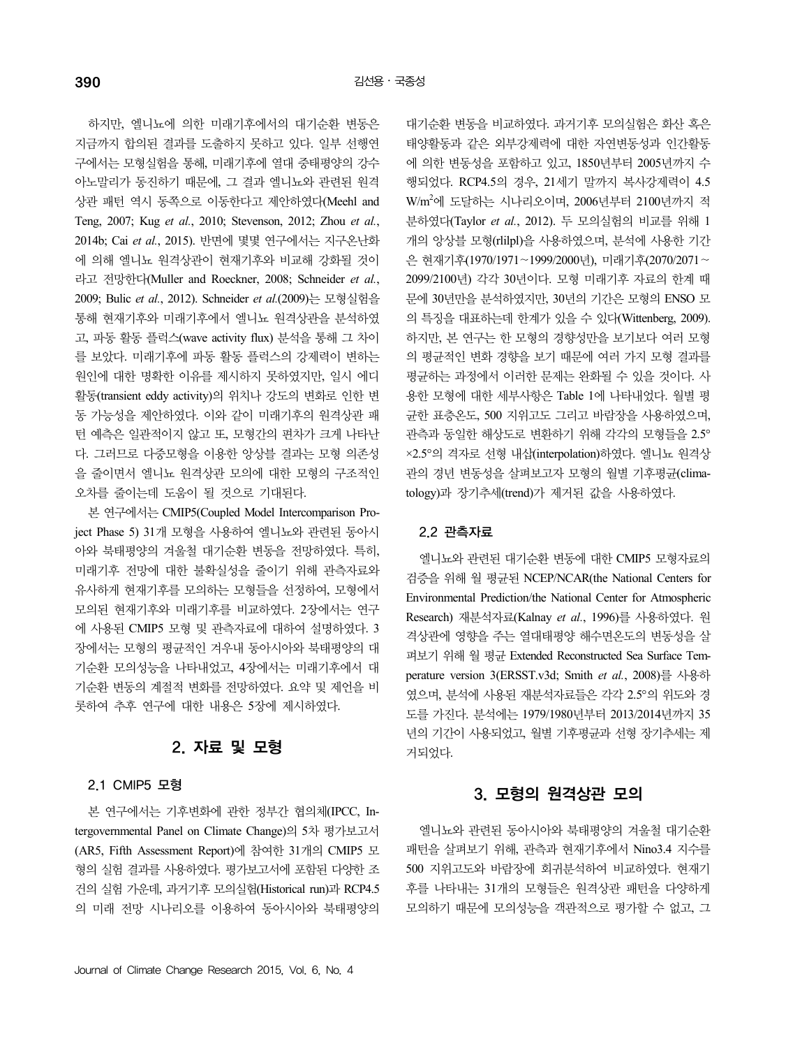하지만, 엘니뇨에 의한 미래기후에서의 대기순환 변동은 지금까지 합의된 결과를 도출하지 못하고 있다. 일부 선행연구에서는 모형실험을 통해, 미래기후에 열대 중태평양의 강수 아노말리가 동진하기 때문에, 그 결과 엘니뇨와 관련된 원격상관 패턴 역시 동쪽으로 이동한다고 제안하였다(Meehl and Teng, 2007; Kug *et al.*, 2010; Stevenson, 2012; Zhou *et al.*, 2014b; Cai *et al.*, 2015). 반면에 몇몇 연구에서는 지구온난화에 의해 엘니뇨 원격상관이 현재기후와 비교해 강화될 것이라고 전망한다(Muller and Roeckner, 2008; Schneider *et al.*, 2009; Bulic *et al.*, 2012). Schneider *et al.*(2009)는 모형실험을 통해 현재기후와 미래기후에서 엘니뇨 원격상관을 분석하였고, 파동 활동 플럭스(wave activity flux) 분석을 통해 그 차이를 보았다. 미래기후에 파동 활동 플럭스의 강제력이 변하는 원인에 대한 명확한 이유를 제시하지 못하였지만, 일시 에디 활동(transient eddy activity)의 위치나 강도의 변화로 인한 변동 가능성을 제안하였다. 이와 같이 미래기후의 원격상관 패턴 예측은 일관적이지 않고 또, 모형간의 편차가 크게 나타난다. 그러므로 다중모형을 이용한 앙상블 결과는 모형 의존성을 줄이면서 엘니뇨 원격상관 모의에 대한 모형의 구조적인 오차를 줄이는데 도움이 될 것으로 기대된다.

본 연구에서는 CMIP5(Coupled Model Intercomparison Project Phase 5) 31개 모형을 사용하여 엘니뇨와 관련된 동아시아와 북태평양의 겨울철 대기순환 변동을 전망하였다. 특히, 미래기후 전망에 대한 불확실성을 줄이기 위해 관측자료와 유사하게 현재기후를 모의하는 모형들을 선정하여, 모형에서 모의된 현재기후와 미래기후를 비교하였다. 2장에서는 연구에 사용된 CMIP5 모형 및 관측자료에 대하여 설명하였다. 3장에서는 모형의 평균적인 겨우내 동아시아와 북태평양의 대기순환 모의성능을 나타내었고, 4장에서는 미래기후에서 대기순환 변동의 계절적 변화를 전망하였다. 요약 및 제언을 비롯하여 추후 연구에 대한 내용은 5장에 제시하였다.

## 2. 자료 및 모형

### 2.1 CMIP5 모형

본 연구에서는 기후변화에 관한 정부간 협의체(IPCC, Intergovernmental Panel on Climate Change)의 5차 평가보고서(AR5, Fifth Assessment Report)에 참여한 31개의 CMIP5 모형의 실험 결과를 사용하였다. 평가보고서에 포함된 다양한 조건의 실험 가운데, 과거기후 모의실험(Historical run)과 RCP4.5의 미래 전망 시나리오를 이용하여 동아시아와 북태평양의 대기순환 변동을 비교하였다. 과거기후 모의실험은 화산 혹은 태양활동과 같은 외부강제력에 대한 자연변동성과 인간활동에 의한 변동성을 포함하고 있고, 1850년부터 2005년까지 수행되었다. RCP4.5의 경우, 21세기 말까지 복사강제력이 4.5 W/m$^2$에 도달하는 시나리오이며, 2006년부터 2100년까지 적분하였다(Taylor *et al.*, 2012). 두 모의실험의 비교를 위해 1개의 앙상블 모형(r1i1p1)을 사용하였으며, 분석에 사용한 기간은 현재기후(1970/1971~1999/2000년), 미래기후(2070/2071~2099/2100년) 각각 30년이다. 모형 미래기후 자료의 한계 때문에 30년만을 분석하였지만, 30년의 기간은 모형의 ENSO 모의 특징을 대표하는데 한계가 있을 수 있다(Wittenberg, 2009). 하지만, 본 연구는 한 모형의 경향성만을 보기보다 여러 모형의 평균적인 변화 경향을 보기 때문에 여러 가지 모형 결과를 평균하는 과정에서 이러한 문제는 완화될 수 있을 것이다. 사용한 모형에 대한 세부사항은 Table 1에 나타내었다. 월별 평균한 표층온도, 500 지위고도 그리고 바람장을 사용하였으며, 관측과 동일한 해상도로 변환하기 위해 각각의 모형들을 2.5°×2.5°의 격자로 선형 내삽(interpolation)하였다. 엘니뇨 원격상관의 경년 변동성을 살펴보고자 모형의 월별 기후평균(climatology)과 장기추세(trend)가 제거된 값을 사용하였다.

### 2.2 관측자료

엘니뇨와 관련된 대기순환 변동에 대한 CMIP5 모형자료의 검증을 위해 월 평균된 NCEP/NCAR(the National Centers for Environmental Prediction/the National Center for Atmospheric Research) 재분석자료(Kalnay *et al.*, 1996)를 사용하였다. 원격상관에 영향을 주는 열대태평양 해수면온도의 변동성을 살펴보기 위해 월 평균 Extended Reconstructed Sea Surface Temperature version 3(ERSST.v3d; Smith *et al.*, 2008)를 사용하였으며, 분석에 사용된 재분석자료들은 각각 2.5°의 위도와 경도를 가진다. 분석에는 1979/1980년부터 2013/2014년까지 35년의 기간이 사용되었고, 월별 기후평균과 선형 장기추세는 제거되었다.

## 3. 모형의 원격상관 모의

엘니뇨와 관련된 동아시아와 북태평양의 겨울철 대기순환 패턴을 살펴보기 위해, 관측과 현재기후에서 Nino3.4 지수를 500 지위고도와 바람장에 회귀분석하여 비교하였다. 현재기후를 나타내는 31개의 모형들은 원격상관 패턴을 다양하게 모의하기 때문에 모의성능을 객관적으로 평가할 수 없고, 그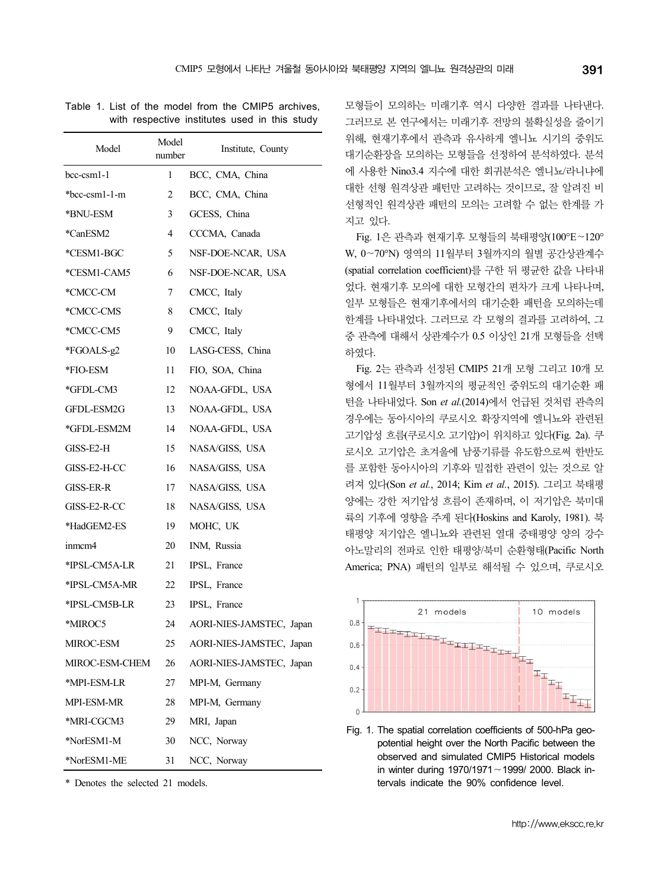Table 1. List of the model from the CMIP5 archives, with respective institutes used in this study

| Model | Model number | Institute, County |
|---|---|---|
| bcc-csm1-1 | 1 | BCC, CMA, China |
| *bcc-csm1-1-m | 2 | BCC, CMA, China |
| *BNU-ESM | 3 | GCESS, China |
| *CanESM2 | 4 | CCCMA, Canada |
| *CESM1-BGC | 5 | NSF-DOE-NCAR, USA |
| *CESM1-CAM5 | 6 | NSF-DOE-NCAR, USA |
| *CMCC-CM | 7 | CMCC, Italy |
| *CMCC-CMS | 8 | CMCC, Italy |
| *CMCC-CM5 | 9 | CMCC, Italy |
| *FGOALS-g2 | 10 | LASG-CESS, China |
| *FIO-ESM | 11 | FIO, SOA, China |
| *GFDL-CM3 | 12 | NOAA-GFDL, USA |
| GFDL-ESM2G | 13 | NOAA-GFDL, USA |
| *GFDL-ESM2M | 14 | NOAA-GFDL, USA |
| GISS-E2-H | 15 | NASA/GISS, USA |
| GISS-E2-H-CC | 16 | NASA/GISS, USA |
| GISS-ER-R | 17 | NASA/GISS, USA |
| GISS-E2-R-CC | 18 | NASA/GISS, USA |
| *HadGEM2-ES | 19 | MOHC, UK |
| inmcm4 | 20 | INM, Russia |
| *IPSL-CM5A-LR | 21 | IPSL, France |
| *IPSL-CM5A-MR | 22 | IPSL, France |
| *IPSL-CM5B-LR | 23 | IPSL, France |
| *MIROC5 | 24 | AORI-NIES-JAMSTEC, Japan |
| MIROC-ESM | 25 | AORI-NIES-JAMSTEC, Japan |
| MIROC-ESM-CHEM | 26 | AORI-NIES-JAMSTEC, Japan |
| *MPI-ESM-LR | 27 | MPI-M, Germany |
| MPI-ESM-MR | 28 | MPI-M, Germany |
| *MRI-CGCM3 | 29 | MRI, Japan |
| *NorESM1-M | 30 | NCC, Norway |
| *NorESM1-ME | 31 | NCC, Norway |

* Denotes the selected 21 models.

모형들이 모의하는 미래기후 역시 다양한 결과를 나타낸다. 그러므로 본 연구에서는 미래기후 전망의 불확실성을 줄이기 위해, 현재기후에서 관측과 유사하게 엘니뇨 시기의 중위도 대기순환장을 모의하는 모형들을 선정하여 분석하였다. 분석에 사용한 Nino3.4 지수에 대한 회귀분석은 엘니뇨/라니냐에 대한 선형 원격상관 패턴만 고려하는 것이므로, 잘 알려진 비선형적인 원격상관 패턴의 모의는 고려할 수 없는 한계를 가지고 있다.

Fig. 1은 관측과 현재기후 모형들의 북태평양(100°E~120°W, 0~70°N) 영역의 11월부터 3월까지의 월별 공간상관계수(spatial correlation coefficient)를 구한 뒤 평균한 값을 나타내었다. 현재기후 모의에 대한 모형간의 편차가 크게 나타나며, 일부 모형들은 현재기후에서의 대기순환 패턴을 모의하는데 한계를 나타내었다. 그러므로 각 모형의 결과를 고려하여, 그 중 관측에 대해서 상관계수가 0.5 이상인 21개 모형들을 선택하였다.

Fig. 2는 관측과 선정된 CMIP5 21개 모형 그리고 10개 모형에서 11월부터 3월까지의 평균적인 중위도의 대기순환 패턴을 나타내었다. Son *et al.*(2014)에서 언급된 것처럼 관측의 경우에는 동아시아의 쿠로시오 확장지역에 엘니뇨와 관련된 고기압성 흐름(쿠로시오 고기압)이 위치하고 있다(Fig. 2a). 쿠로시오 고기압은 초겨울에 남풍기류를 유도함으로써 한반도를 포함한 동아시아의 기후와 밀접한 관련이 있는 것으로 알려져 있다(Son *et al.*, 2014; Kim *et al.*, 2015). 그리고 북태평양에는 강한 저기압성 흐름이 존재하며, 이 저기압은 북미대륙의 기후에 영향을 주게 된다(Hoskins and Karoly, 1981). 북태평양 저기압은 엘니뇨와 관련된 열대 중태평양 양의 강수 아노말리의 전파로 인한 태평양/북미 순환형태(Pacific North America; PNA) 패턴의 일부로 해석될 수 있으며, 쿠로시오

Fig. 1. The spatial correlation coefficients of 500-hPa geopotential height over the North Pacific between the observed and simulated CMIP5 Historical models in winter during 1970/1971~1999/ 2000. Black intervals indicate the 90% confidence level.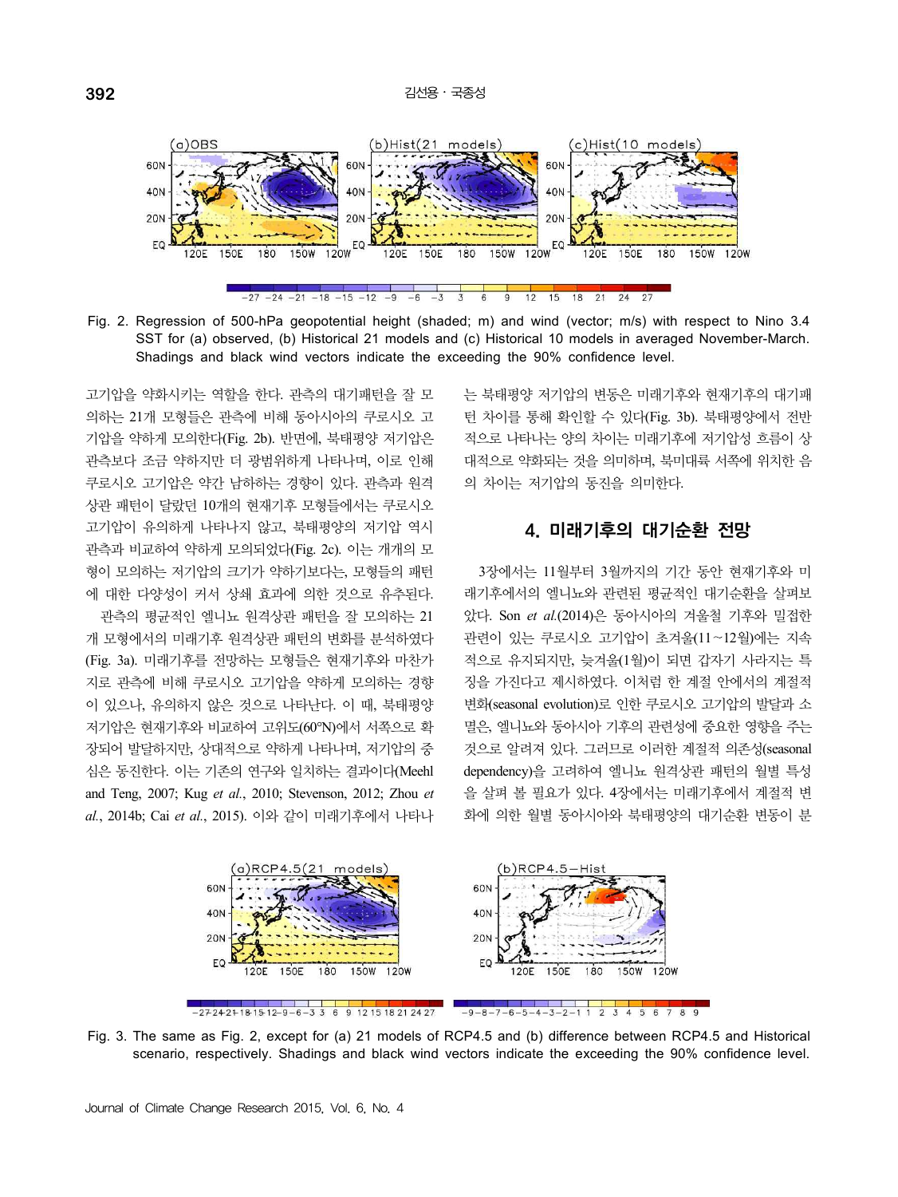Fig. 2. Regression of 500-hPa geopotential height (shaded; m) and wind (vector; m/s) with respect to Nino 3.4 SST for (a) observed, (b) Historical 21 models and (c) Historical 10 models in averaged November-March. Shadings and black wind vectors indicate the exceeding the 90% confidence level.

고기압을 약화시키는 역할을 한다. 관측의 대기패턴을 잘 모의하는 21개 모형들은 관측에 비해 동아시아의 쿠로시오 고기압을 약하게 모의한다(Fig. 2b). 반면에, 북태평양 저기압은 관측보다 조금 약하지만 더 광범위하게 나타나며, 이로 인해 쿠로시오 고기압은 약간 남하하는 경향이 있다. 관측과 원격상관 패턴이 달랐던 10개의 현재기후 모형들에서는 쿠로시오 고기압이 유의하게 나타나지 않고, 북태평양의 저기압 역시 관측과 비교하여 약하게 모의되었다(Fig. 2c). 이는 개개의 모형이 모의하는 저기압의 크기가 약하기보다는, 모형들의 패턴에 대한 다양성이 커서 상쇄 효과에 의한 것으로 유추된다.

관측의 평균적인 엘니뇨 원격상관 패턴을 잘 모의하는 21개 모형에서의 미래기후 원격상관 패턴의 변화를 분석하였다(Fig. 3a). 미래기후를 전망하는 모형들은 현재기후와 마찬가지로 관측에 비해 쿠로시오 고기압을 약하게 모의하는 경향이 있으나, 유의하지 않은 것으로 나타난다. 이 때, 북태평양 저기압은 현재기후와 비교하여 고위도(60°N)에서 서쪽으로 확장되어 발달하지만, 상대적으로 약하게 나타나며, 저기압의 중심은 동진한다. 이는 기존의 연구와 일치하는 결과이다(Meehl and Teng, 2007; Kug *et al.*, 2010; Stevenson, 2012; Zhou *et al.*, 2014b; Cai *et al.*, 2015). 이와 같이 미래기후에서 나타나는 북태평양 저기압의 변동은 미래기후와 현재기후의 대기패턴 차이를 통해 확인할 수 있다(Fig. 3b). 북태평양에서 전반적으로 나타나는 양의 차이는 미래기후에 저기압성 흐름이 상대적으로 약화되는 것을 의미하며, 북미대륙 서쪽에 위치한 음의 차이는 저기압의 동진을 의미한다.

## 4. 미래기후의 대기순환 전망

3장에서는 11월부터 3월까지의 기간 동안 현재기후와 미래기후에서의 엘니뇨와 관련된 평균적인 대기순환을 살펴보았다. Son *et al.*(2014)은 동아시아의 겨울철 기후와 밀접한 관련이 있는 쿠로시오 고기압이 초겨울(11~12월)에는 지속적으로 유지되지만, 늦겨울(1월)이 되면 갑자기 사라지는 특징을 가진다고 제시하였다. 이처럼 한 계절 안에서의 계절적 변화(seasonal evolution)로 인한 쿠로시오 고기압의 발달과 소멸은, 엘니뇨와 동아시아 기후의 관련성에 중요한 영향을 주는 것으로 알려져 있다. 그러므로 이러한 계절적 의존성(seasonal dependency)을 고려하여 엘니뇨 원격상관 패턴의 월별 특성을 살펴 볼 필요가 있다. 4장에서는 미래기후에서 계절적 변화에 의한 월별 동아시아와 북태평양의 대기순환 변동이 분

Fig. 3. The same as Fig. 2, except for (a) 21 models of RCP4.5 and (b) difference between RCP4.5 and Historical scenario, respectively. Shadings and black wind vectors indicate the exceeding the 90% confidence level.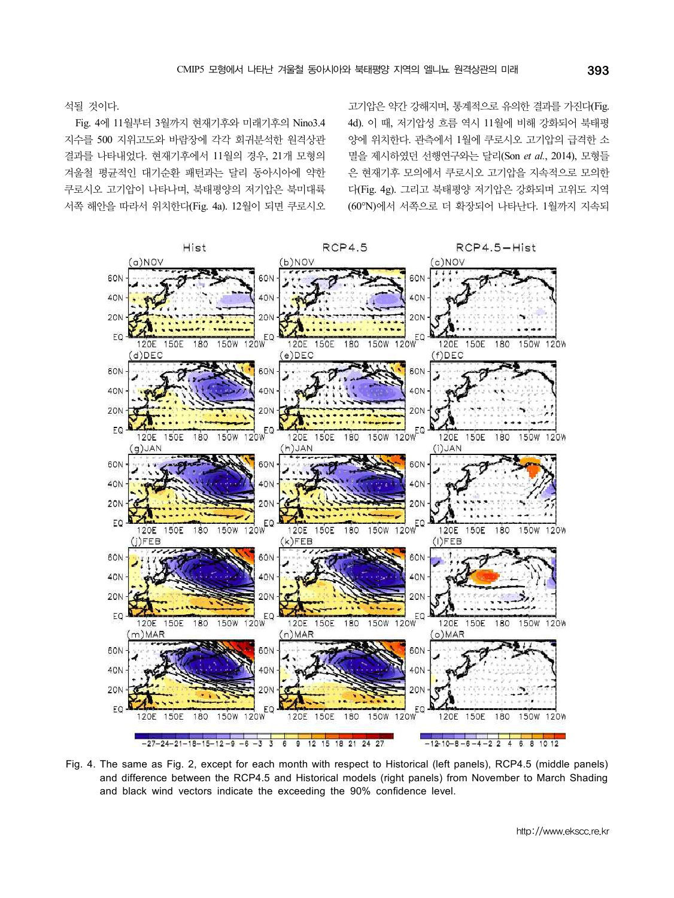석될 것이다.

Fig. 4에 11월부터 3월까지 현재기후와 미래기후의 Nino3.4 지수를 500 지위고도와 바람장에 각각 회귀분석한 원격상관 결과를 나타내었다. 현재기후에서 11월의 경우, 21개 모형의 겨울철 평균적인 대기순환 패턴과는 달리 동아시아에 약한 쿠로시오 고기압이 나타나며, 북태평양의 저기압은 북미대륙 서쪽 해안을 따라서 위치한다(Fig. 4a). 12월이 되면 쿠로시오 고기압은 약간 강해지며, 통계적으로 유의한 결과를 가진다(Fig. 4d). 이 때, 저기압성 흐름 역시 11월에 비해 강화되어 북태평양에 위치한다. 관측에서 1월에 쿠로시오 고기압의 급격한 소멸을 제시하였던 선행연구와는 달리(Son *et al.*, 2014), 모형들은 현재기후 모의에서 쿠로시오 고기압을 지속적으로 모의한다(Fig. 4g). 그리고 북태평양 저기압은 강화되며 고위도 지역(60°N)에서 서쪽으로 더 확장되어 나타난다. 1월까지 지속되

Fig. 4. The same as Fig. 2, except for each month with respect to Historical (left panels), RCP4.5 (middle panels) and difference between the RCP4.5 and Historical models (right panels) from November to March Shading and black wind vectors indicate the exceeding the 90% confidence level.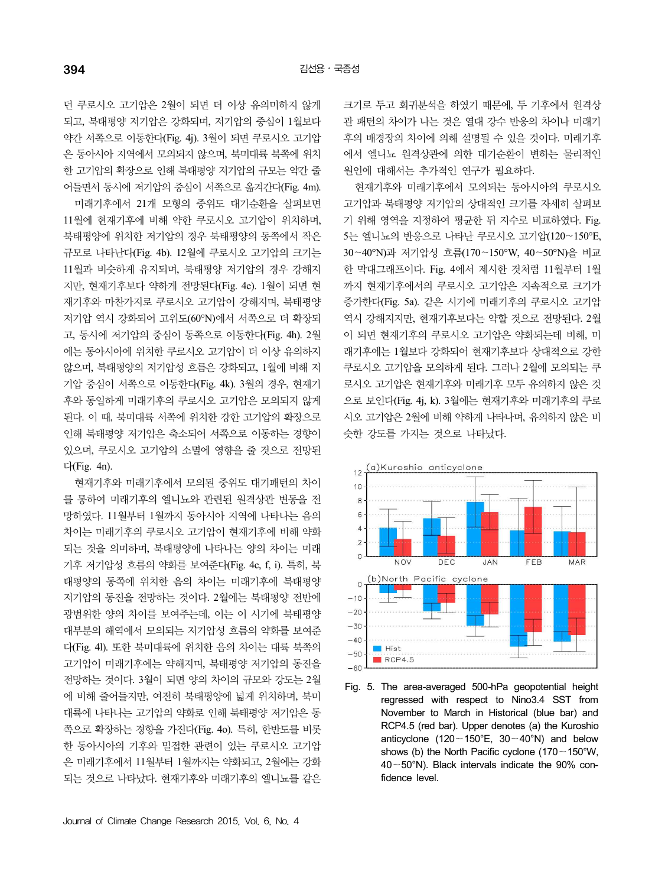던 쿠로시오 고기압은 2월이 되면 더 이상 유의미하지 않게 되고, 북태평양 저기압은 강화되며, 저기압의 중심이 1월보다 약간 서쪽으로 이동한다(Fig. 4j). 3월이 되면 쿠로시오 고기압은 동아시아 지역에서 모의되지 않으며, 북미대륙 북쪽에 위치한 고기압의 확장으로 인해 북태평양 저기압의 규모는 약간 줄어들면서 동시에 저기압의 중심이 서쪽으로 옮겨간다(Fig. 4m).

미래기후에서 21개 모형의 중위도 대기순환을 살펴보면 11월에 현재기후에 비해 약한 쿠로시오 고기압이 위치하며, 북태평양에 위치한 저기압의 경우 북태평양의 동쪽에서 작은 규모로 나타난다(Fig. 4b). 12월에 쿠로시오 고기압의 크기는 11월과 비슷하게 유지되며, 북태평양 저기압의 경우 강해지지만, 현재기후보다 약하게 전망된다(Fig. 4e). 1월이 되면 현재기후와 마찬가지로 쿠로시오 고기압이 강해지며, 북태평양 저기압 역시 강화되어 고위도(60°N)에서 서쪽으로 더 확장되고, 동시에 저기압의 중심이 동쪽으로 이동한다(Fig. 4h). 2월에는 동아시아에 위치한 쿠로시오 고기압이 더 이상 유의하지 않으며, 북태평양의 저기압성 흐름은 강화되고, 1월에 비해 저기압 중심이 서쪽으로 이동한다(Fig. 4k). 3월의 경우, 현재기후와 동일하게 미래기후의 쿠로시오 고기압은 모의되지 않게 된다. 이 때, 북미대륙 서쪽에 위치한 강한 고기압의 확장으로 인해 북태평양 저기압은 축소되어 서쪽으로 이동하는 경향이 있으며, 쿠로시오 고기압의 소멸에 영향을 줄 것으로 전망된다(Fig. 4n).

현재기후와 미래기후에서 모의된 중위도 대기패턴의 차이를 통하여 미래기후의 엘니뇨와 관련된 원격상관 변동을 전망하였다. 11월부터 1월까지 동아시아 지역에 나타나는 음의 차이는 미래기후의 쿠로시오 고기압이 현재기후에 비해 약화되는 것을 의미하며, 북태평양에 나타나는 양의 차이는 미래기후 저기압성 흐름의 약화를 보여준다(Fig. 4c, f, i). 특히, 북태평양의 동쪽에 위치한 음의 차이는 미래기후에 북태평양 저기압의 동진을 전망하는 것이다. 2월에는 북태평양 전반에 광범위한 양의 차이를 보여주는데, 이는 이 시기에 북태평양 대부분의 해역에서 모의되는 저기압성 흐름의 약화를 보여준다(Fig. 4l). 또한 북미대륙에 위치한 음의 차이는 대륙 북쪽의 고기압이 미래기후에는 약해지며, 북태평양 저기압의 동진을 전망하는 것이다. 3월이 되면 양의 차이의 규모와 강도는 2월에 비해 줄어들지만, 여전히 북태평양에 넓게 위치하며, 북미대륙에 나타나는 고기압의 약화로 인해 북태평양 저기압은 동쪽으로 확장하는 경향을 가진다(Fig. 4o). 특히, 한반도를 비롯한 동아시아의 기후와 밀접한 관련이 있는 쿠로시오 고기압은 미래기후에서 11월부터 1월까지는 약화되고, 2월에는 강화되는 것으로 나타났다. 현재기후와 미래기후의 엘니뇨를 같은 크기로 두고 회귀분석을 하였기 때문에, 두 기후에서 원격상관 패턴의 차이가 나는 것은 열대 강수 반응의 차이나 미래기후의 배경장의 차이에 의해 설명될 수 있을 것이다. 미래기후에서 엘니뇨 원격상관에 의한 대기순환이 변하는 물리적인 원인에 대해서는 추가적인 연구가 필요하다.

현재기후와 미래기후에서 모의되는 동아시아의 쿠로시오 고기압과 북태평양 저기압의 상대적인 크기를 자세히 살펴보기 위해 영역을 지정하여 평균한 뒤 지수로 비교하였다. Fig. 5는 엘니뇨의 반응으로 나타난 쿠로시오 고기압(120~150°E, 30~40°N)과 저기압성 흐름(170~150°W, 40~50°N)을 비교한 막대그래프이다. Fig. 4에서 제시한 것처럼 11월부터 1월까지 현재기후에서의 쿠로시오 고기압은 지속적으로 크기가 증가한다(Fig. 5a). 같은 시기에 미래기후의 쿠로시오 고기압 역시 강해지지만, 현재기후보다는 약할 것으로 전망된다. 2월이 되면 현재기후의 쿠로시오 고기압은 약화되는데 비해, 미래기후에는 1월보다 강화되어 현재기후보다 상대적으로 강한 쿠로시오 고기압을 모의하게 된다. 그러나 2월에 모의되는 쿠로시오 고기압은 현재기후와 미래기후 모두 유의하지 않은 것으로 보인다(Fig. 4j, k). 3월에는 현재기후와 미래기후의 쿠로시오 고기압은 2월에 비해 약하게 나타나며, 유의하지 않은 비슷한 강도를 가지는 것으로 나타났다.

Fig. 5. The area-averaged 500-hPa geopotential height regressed with respect to Nino3.4 SST from November to March in Historical (blue bar) and RCP4.5 (red bar). Upper denotes (a) the Kuroshio anticyclone (120~150°E, 30~40°N) and below shows (b) the North Pacific cyclone (170~150°W, 40~50°N). Black intervals indicate the 90% confidence level.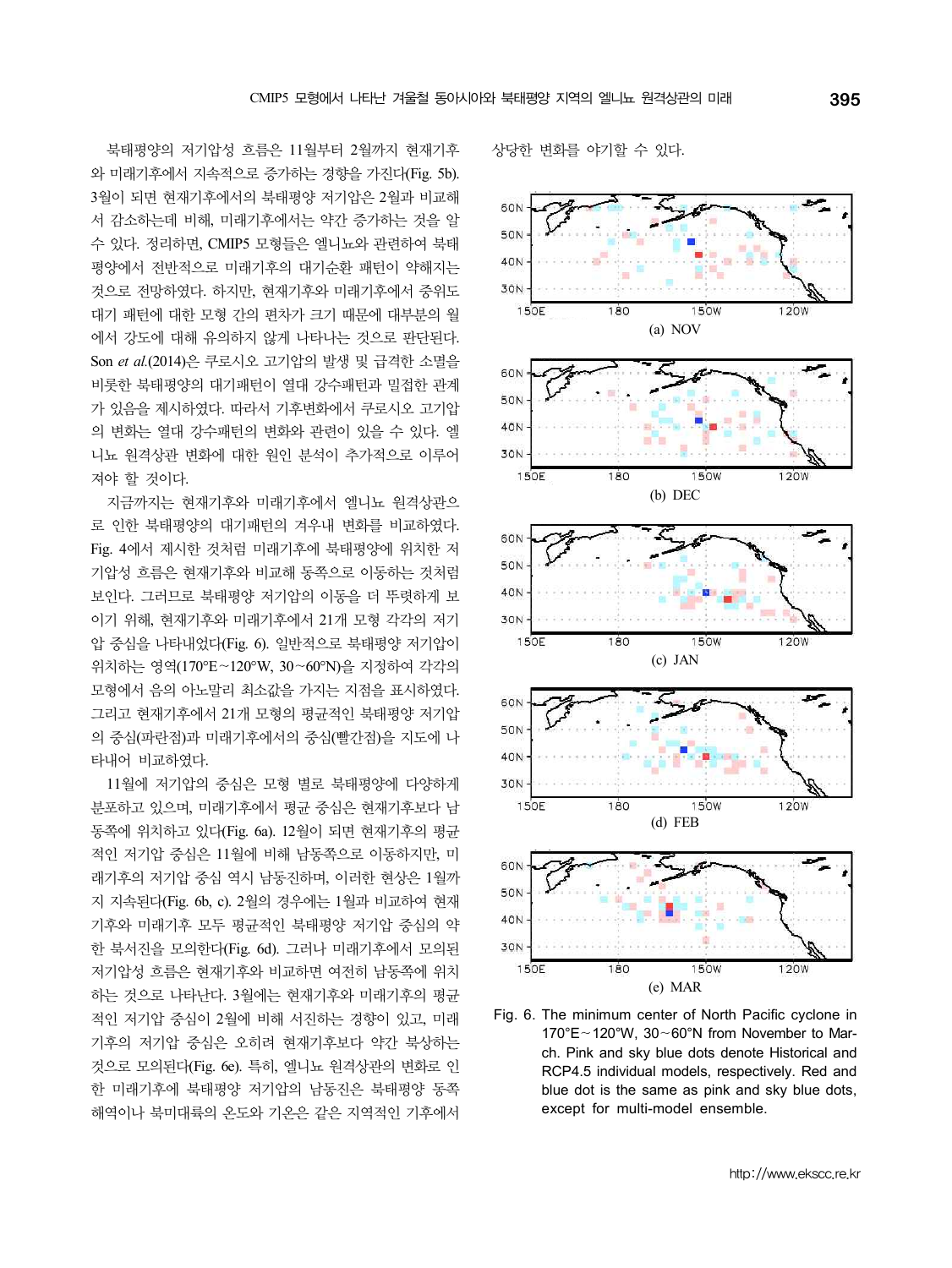북태평양의 저기압성 흐름은 11월부터 2월까지 현재기후와 미래기후에서 지속적으로 증가하는 경향을 가진다(Fig. 5b). 3월이 되면 현재기후에서의 북태평양 저기압은 2월과 비교해서 감소하는데 비해, 미래기후에서는 약간 증가하는 것을 알 수 있다. 정리하면, CMIP5 모형들은 엘니뇨와 관련하여 북태평양에서 전반적으로 미래기후의 대기순환 패턴이 약해지는 것으로 전망하였다. 하지만, 현재기후와 미래기후에서 중위도 대기 패턴에 대한 모형 간의 편차가 크기 때문에 대부분의 월에서 강도에 대해 유의하지 않게 나타나는 것으로 판단된다. Son *et al.*(2014)은 쿠로시오 고기압의 발생 및 급격한 소멸을 비롯한 북태평양의 대기패턴이 열대 강수패턴과 밀접한 관계가 있음을 제시하였다. 따라서 기후변화에서 쿠로시오 고기압의 변화는 열대 강수패턴의 변화와 관련이 있을 수 있다. 엘니뇨 원격상관 변화에 대한 원인 분석이 추가적으로 이루어져야 할 것이다.

지금까지는 현재기후와 미래기후에서 엘니뇨 원격상관으로 인한 북태평양의 대기패턴의 겨우내 변화를 비교하였다. Fig. 4에서 제시한 것처럼 미래기후에 북태평양에 위치한 저기압성 흐름은 현재기후와 비교해 동쪽으로 이동하는 것처럼 보인다. 그러므로 북태평양 저기압의 이동을 더 뚜렷하게 보이기 위해, 현재기후와 미래기후에서 21개 모형 각각의 저기압 중심을 나타내었다(Fig. 6). 일반적으로 북태평양 저기압이 위치하는 영역(170°E~120°W, 30~60°N)을 지정하여 각각의 모형에서 음의 아노말리 최소값을 가지는 지점을 표시하였다. 그리고 현재기후에서 21개 모형의 평균적인 북태평양 저기압의 중심(파란점)과 미래기후에서의 중심(빨간점)을 지도에 나타내어 비교하였다.

11월에 저기압의 중심은 모형 별로 북태평양에 다양하게 분포하고 있으며, 미래기후에서 평균 중심은 현재기후보다 남동쪽에 위치하고 있다(Fig. 6a). 12월이 되면 현재기후의 평균적인 저기압 중심은 11월에 비해 남동쪽으로 이동하지만, 미래기후의 저기압 중심 역시 남동진하며, 이러한 현상은 1월까지 지속된다(Fig. 6b, c). 2월의 경우에는 1월과 비교하여 현재기후와 미래기후 모두 평균적인 북태평양 저기압 중심의 약한 북서진을 모의한다(Fig. 6d). 그러나 미래기후에서 모의된 저기압성 흐름은 현재기후와 비교하면 여전히 남동쪽에 위치하는 것으로 나타난다. 3월에는 현재기후와 미래기후의 평균적인 저기압 중심이 2월에 비해 서진하는 경향이 있고, 미래기후의 저기압 중심은 오히려 현재기후보다 약간 북상하는 것으로 모의된다(Fig. 6e). 특히, 엘니뇨 원격상관의 변화로 인한 미래기후에 북태평양 저기압의 남동진은 북태평양 동쪽 해역이나 북미대륙의 온도와 기온은 같은 지역적인 기후에서 상당한 변화를 야기할 수 있다.

(a) NOV

(b) DEC

(c) JAN

(d) FEB

(e) MAR

Fig. 6. The minimum center of North Pacific cyclone in 170°E~120°W, 30~60°N from November to March. Pink and sky blue dots denote Historical and RCP4.5 individual models, respectively. Red and blue dot is the same as pink and sky blue dots, except for multi-model ensemble.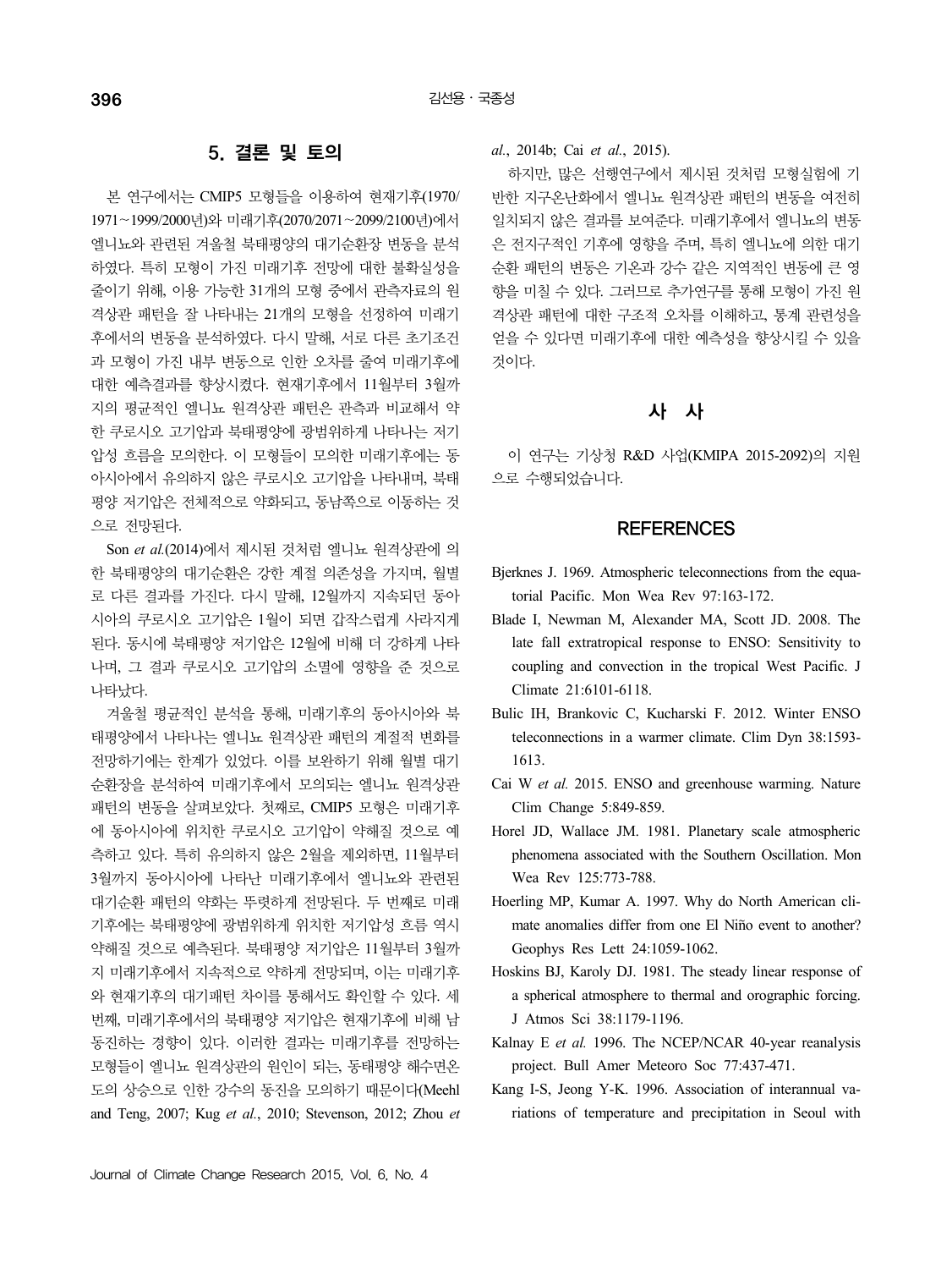## 5. 결론 및 토의

본 연구에서는 CMIP5 모형들을 이용하여 현재기후(1970/1971~1999/2000년)와 미래기후(2070/2071~2099/2100년)에서 엘니뇨와 관련된 겨울철 북태평양의 대기순환장 변동을 분석하였다. 특히 모형이 가진 미래기후 전망에 대한 불확실성을 줄이기 위해, 이용 가능한 31개의 모형 중에서 관측자료의 원격상관 패턴을 잘 나타내는 21개의 모형을 선정하여 미래기후에서의 변동을 분석하였다. 다시 말해, 서로 다른 초기조건과 모형이 가진 내부 변동으로 인한 오차를 줄여 미래기후에 대한 예측결과를 향상시켰다. 현재기후에서 11월부터 3월까지의 평균적인 엘니뇨 원격상관 패턴은 관측과 비교해서 약한 쿠로시오 고기압과 북태평양에 광범위하게 나타나는 저기압성 흐름을 모의한다. 이 모형들이 모의한 미래기후에는 동아시아에서 유의하지 않은 쿠로시오 고기압을 나타내며, 북태평양 저기압은 전체적으로 약화되고, 동남쪽으로 이동하는 것으로 전망된다.

Son *et al.*(2014)에서 제시된 것처럼 엘니뇨 원격상관에 의한 북태평양의 대기순환은 강한 계절 의존성을 가지며, 월별로 다른 결과를 가진다. 다시 말해, 12월까지 지속되던 동아시아의 쿠로시오 고기압은 1월이 되면 갑작스럽게 사라지게 된다. 동시에 북태평양 저기압은 12월에 비해 더 강하게 나타나며, 그 결과 쿠로시오 고기압의 소멸에 영향을 준 것으로 나타났다.

겨울철 평균적인 분석을 통해, 미래기후의 동아시아와 북태평양에서 나타나는 엘니뇨 원격상관 패턴의 계절적 변화를 전망하기에는 한계가 있었다. 이를 보완하기 위해 월별 대기순환장을 분석하여 미래기후에서 모의되는 엘니뇨 원격상관 패턴의 변동을 살펴보았다. 첫째로, CMIP5 모형은 미래기후에 동아시아에 위치한 쿠로시오 고기압이 약해질 것으로 예측하고 있다. 특히 유의하지 않은 2월을 제외하면, 11월부터 3월까지 동아시아에 나타난 미래기후에서 엘니뇨와 관련된 대기순환 패턴의 약화는 뚜렷하게 전망된다. 두 번째로 미래기후에는 북태평양에 광범위하게 위치한 저기압성 흐름 역시 약해질 것으로 예측된다. 북태평양 저기압은 11월부터 3월까지 미래기후에서 지속적으로 약하게 전망되며, 이는 미래기후와 현재기후의 대기패턴 차이를 통해서도 확인할 수 있다. 세 번째, 미래기후에서의 북태평양 저기압은 현재기후에 비해 남동진하는 경향이 있다. 이러한 결과는 미래기후를 전망하는 모형들이 엘니뇨 원격상관의 원인이 되는, 동태평양 해수면온도의 상승으로 인한 강수의 동진을 모의하기 때문이다(Meehl and Teng, 2007; Kug *et al.*, 2010; Stevenson, 2012; Zhou *et al.*, 2014b; Cai *et al.*, 2015).

하지만, 많은 선행연구에서 제시된 것처럼 모형실험에 기반한 지구온난화에서 엘니뇨 원격상관 패턴의 변동은 여전히 일치되지 않은 결과를 보여준다. 미래기후에서 엘니뇨의 변동은 전지구적인 기후에 영향을 주며, 특히 엘니뇨에 의한 대기순환 패턴의 변동은 기온과 강수 같은 지역적인 변동에 큰 영향을 미칠 수 있다. 그러므로 추가연구를 통해 모형이 가진 원격상관 패턴에 대한 구조적 오차를 이해하고, 통계 관련성을 얻을 수 있다면 미래기후에 대한 예측성을 향상시킬 수 있을 것이다.

## 사 사

이 연구는 기상청 R&D 사업(KMIPA 2015-2092)의 지원으로 수행되었습니다.

## REFERENCES

Bjerknes J. 1969. Atmospheric teleconnections from the equatorial Pacific. Mon Wea Rev 97:163-172.

Blade I, Newman M, Alexander MA, Scott JD. 2008. The late fall extratropical response to ENSO: Sensitivity to coupling and convection in the tropical West Pacific. J Climate 21:6101-6118.

Bulic IH, Brankovic C, Kucharski F. 2012. Winter ENSO teleconnections in a warmer climate. Clim Dyn 38:1593-1613.

Cai W *et al.* 2015. ENSO and greenhouse warming. Nature Clim Change 5:849-859.

Horel JD, Wallace JM. 1981. Planetary scale atmospheric phenomena associated with the Southern Oscillation. Mon Wea Rev 125:773-788.

Hoerling MP, Kumar A. 1997. Why do North American climate anomalies differ from one El Niño event to another? Geophys Res Lett 24:1059-1062.

Hoskins BJ, Karoly DJ. 1981. The steady linear response of a spherical atmosphere to thermal and orographic forcing. J Atmos Sci 38:1179-1196.

Kalnay E *et al.* 1996. The NCEP/NCAR 40-year reanalysis project. Bull Amer Meteoro Soc 77:437-471.

Kang I-S, Jeong Y-K. 1996. Association of interannual variations of temperature and precipitation in Seoul with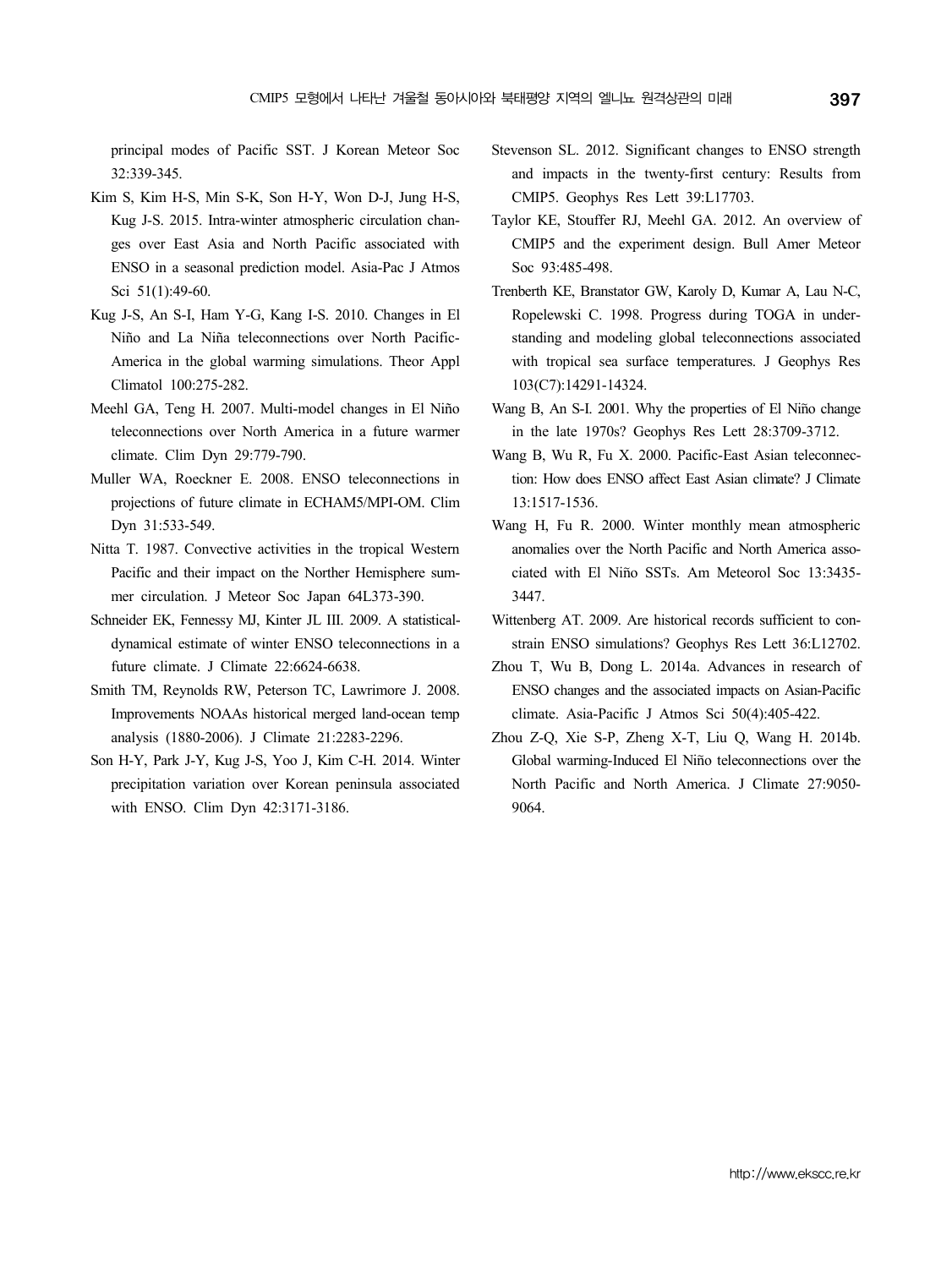principal modes of Pacific SST. J Korean Meteor Soc 32:339-345.

Kim S, Kim H-S, Min S-K, Son H-Y, Won D-J, Jung H-S, Kug J-S. 2015. Intra-winter atmospheric circulation changes over East Asia and North Pacific associated with ENSO in a seasonal prediction model. Asia-Pac J Atmos Sci 51(1):49-60.

Kug J-S, An S-I, Ham Y-G, Kang I-S. 2010. Changes in El Niño and La Niña teleconnections over North Pacific-America in the global warming simulations. Theor Appl Climatol 100:275-282.

Meehl GA, Teng H. 2007. Multi-model changes in El Niño teleconnections over North America in a future warmer climate. Clim Dyn 29:779-790.

Muller WA, Roeckner E. 2008. ENSO teleconnections in projections of future climate in ECHAM5/MPI-OM. Clim Dyn 31:533-549.

Nitta T. 1987. Convective activities in the tropical Western Pacific and their impact on the Norther Hemisphere summer circulation. J Meteor Soc Japan 64L373-390.

Schneider EK, Fennessy MJ, Kinter JL III. 2009. A statistical-dynamical estimate of winter ENSO teleconnections in a future climate. J Climate 22:6624-6638.

Smith TM, Reynolds RW, Peterson TC, Lawrimore J. 2008. Improvements NOAAs historical merged land-ocean temp analysis (1880-2006). J Climate 21:2283-2296.

Son H-Y, Park J-Y, Kug J-S, Yoo J, Kim C-H. 2014. Winter precipitation variation over Korean peninsula associated with ENSO. Clim Dyn 42:3171-3186.

Stevenson SL. 2012. Significant changes to ENSO strength and impacts in the twenty-first century: Results from CMIP5. Geophys Res Lett 39:L17703.

Taylor KE, Stouffer RJ, Meehl GA. 2012. An overview of CMIP5 and the experiment design. Bull Amer Meteor Soc 93:485-498.

Trenberth KE, Branstator GW, Karoly D, Kumar A, Lau N-C, Ropelewski C. 1998. Progress during TOGA in understanding and modeling global teleconnections associated with tropical sea surface temperatures. J Geophys Res 103(C7):14291-14324.

Wang B, An S-I. 2001. Why the properties of El Niño change in the late 1970s? Geophys Res Lett 28:3709-3712.

Wang B, Wu R, Fu X. 2000. Pacific-East Asian teleconnection: How does ENSO affect East Asian climate? J Climate 13:1517-1536.

Wang H, Fu R. 2000. Winter monthly mean atmospheric anomalies over the North Pacific and North America associated with El Niño SSTs. Am Meteorol Soc 13:3435-3447.

Wittenberg AT. 2009. Are historical records sufficient to constrain ENSO simulations? Geophys Res Lett 36:L12702.

Zhou T, Wu B, Dong L. 2014a. Advances in research of ENSO changes and the associated impacts on Asian-Pacific climate. Asia-Pacific J Atmos Sci 50(4):405-422.

Zhou Z-Q, Xie S-P, Zheng X-T, Liu Q, Wang H. 2014b. Global warming-Induced El Niño teleconnections over the North Pacific and North America. J Climate 27:9050-9064.